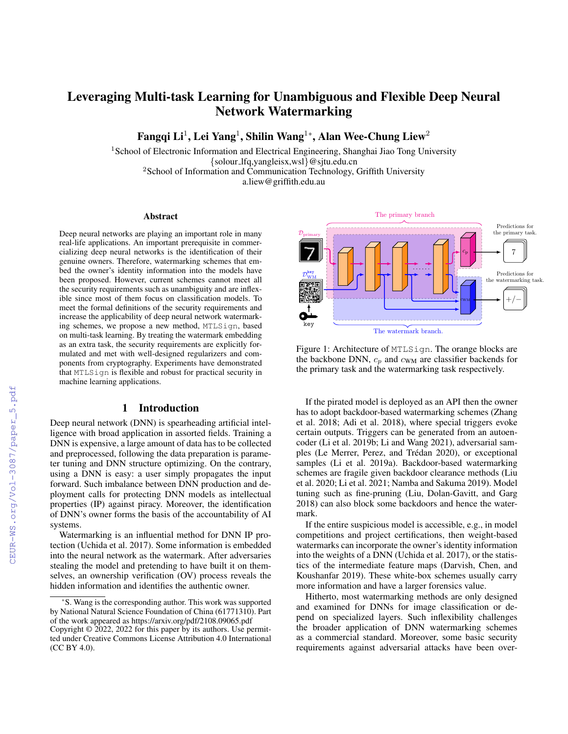# Leveraging Multi-task Learning for Unambiguous and Flexible Deep Neural Network Watermarking

**Fangqi Li[1], Lei Yang[1], Shilin Wang[1*], Alan Wee-Chung Liew[2]**

[1]School of Electronic Information and Electrical Engineering, Shanghai Jiao Tong University
{solour_lfq,yangleisx,wsl}@sjtu.edu.cn
[2]School of Information and Communication Technology, Griffith University
a.liew@griffith.edu.au

## Abstract

Deep neural networks are playing an important role in many real-life applications. An important prerequisite in commercializing deep neural networks is the identification of their genuine owners. Therefore, watermarking schemes that embed the owner's identity information into the models have been proposed. However, current schemes cannot meet all the security requirements such as unambiguity and are inflexible since most of them focus on classification models. To meet the formal definitions of the security requirements and increase the applicability of deep neural network watermarking schemes, we propose a new method, `MTLSign`, based on multi-task learning. By treating the watermark embedding as an extra task, the security requirements are explicitly formulated and met with well-designed regularizers and components from cryptography. Experiments have demonstrated that `MTLSign` is flexible and robust for practical security in machine learning applications.

## 1 Introduction

Deep neural network (DNN) is spearheading artificial intelligence with broad application in assorted fields. Training a DNN is expensive, a large amount of data has to be collected and preprocessed, following the data preparation is parameter tuning and DNN structure optimizing. On the contrary, using a DNN is easy: a user simply propagates the input forward. Such imbalance between DNN production and deployment calls for protecting DNN models as intellectual properties (IP) against piracy. Moreover, the identification of DNN's owner forms the basis of the accountability of AI systems.

Watermarking is an influential method for DNN IP protection (Uchida et al. 2017). Some information is embedded into the neural network as the watermark. After adversaries stealing the model and pretending to have built it on themselves, an ownership verification (OV) process reveals the hidden information and identifies the authentic owner.

Figure 1: Architecture of `MTLSign`. The orange blocks are the backbone DNN, $c_p$ and $c_{\text{WM}}$ are classifier backends for the primary task and the watermarking task respectively.

If the pirated model is deployed as an API then the owner has to adopt backdoor-based watermarking schemes (Zhang et al. 2018; Adi et al. 2018), where special triggers evoke certain outputs. Triggers can be generated from an autoencoder (Li et al. 2019b; Li and Wang 2021), adversarial samples (Le Merrer, Perez, and Trédan 2020), or exceptional samples (Li et al. 2019a). Backdoor-based watermarking schemes are fragile given backdoor clearance methods (Liu et al. 2020; Li et al. 2021; Namba and Sakuma 2019). Model tuning such as fine-pruning (Liu, Dolan-Gavitt, and Garg 2018) can also block some backdoors and hence the watermark.

If the entire suspicious model is accessible, e.g., in model competitions and project certifications, then weight-based watermarks can incorporate the owner's identity information into the weights of a DNN (Uchida et al. 2017), or the statistics of the intermediate feature maps (Darvish, Chen, and Koushanfar 2019). These white-box schemes usually carry more information and have a larger forensics value.

Hitherto, most watermarking methods are only designed and examined for DNNs for image classification or depend on specialized layers. Such inflexibility challenges the broader application of DNN watermarking schemes as a commercial standard. Moreover, some basic security requirements against adversarial attacks have been over-

*S. Wang is the corresponding author. This work was supported by National Natural Science Foundation of China (61771310). Part of the work appeared as https://arxiv.org/pdf/2108.09065.pdf
Copyright © 2022, 2022 for this paper by its authors. Use permitted under Creative Commons License Attribution 4.0 International (CC BY 4.0).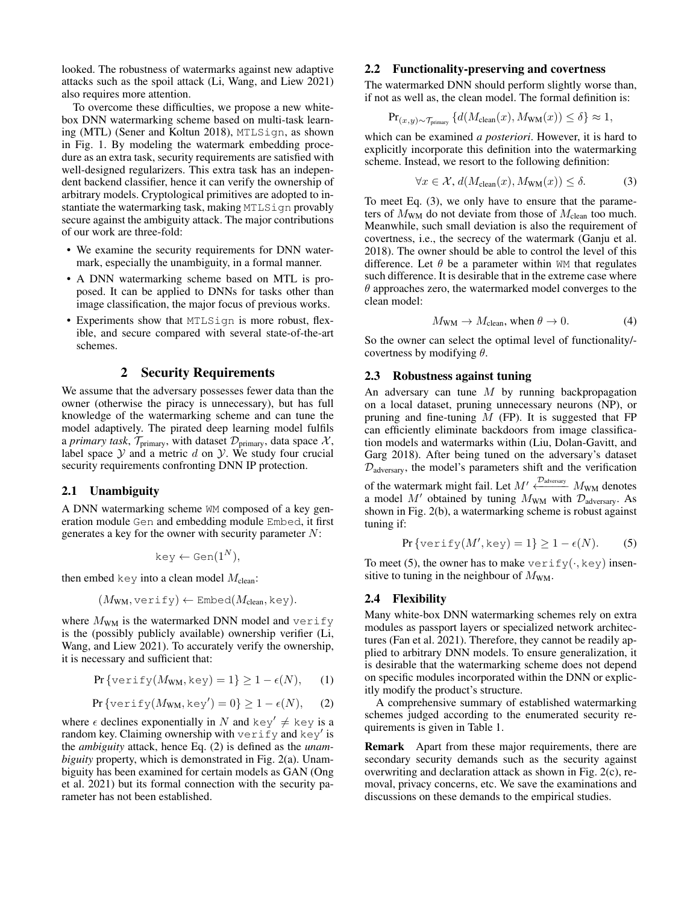looked. The robustness of watermarks against new adaptive attacks such as the spoil attack (Li, Wang, and Liew 2021) also requires more attention.

To overcome these difficulties, we propose a new white-box DNN watermarking scheme based on multi-task learning (MTL) (Sener and Koltun 2018), `MTLSign`, as shown in Fig. 1. By modeling the watermark embedding procedure as an extra task, security requirements are satisfied with well-designed regularizers. This extra task has an independent backend classifier, hence it can verify the ownership of arbitrary models. Cryptological primitives are adopted to instantiate the watermarking task, making `MTLSign` provably secure against the ambiguity attack. The major contributions of our work are three-fold:

- We examine the security requirements for DNN watermark, especially the unambiguity, in a formal manner.
- A DNN watermarking scheme based on MTL is proposed. It can be applied to DNNs for tasks other than image classification, the major focus of previous works.
- Experiments show that `MTLSign` is more robust, flexible, and secure compared with several state-of-the-art schemes.

## 2 Security Requirements

We assume that the adversary possesses fewer data than the owner (otherwise the piracy is unnecessary), but has full knowledge of the watermarking scheme and can tune the model adaptively. The pirated deep learning model fulfils a *primary task*, $\mathcal{T}_{\text{primary}}$, with dataset $\mathcal{D}_{\text{primary}}$, data space $\mathcal{X}$, label space $\mathcal{Y}$ and a metric $d$ on $\mathcal{Y}$. We study four crucial security requirements confronting DNN IP protection.

### 2.1 Unambiguity

A DNN watermarking scheme `WM` composed of a key generation module `Gen` and embedding module `Embed`, it first generates a key for the owner with security parameter $N$:

$$\texttt{key} \leftarrow \texttt{Gen}(1^N),$$

then embed `key` into a clean model $M_{\text{clean}}$:

$$(M_{\text{WM}}, \texttt{verify}) \leftarrow \texttt{Embed}(M_{\text{clean}}, \texttt{key}).$$

where $M_{\text{WM}}$ is the watermarked DNN model and `verify` is the (possibly publicly available) ownership verifier (Li, Wang, and Liew 2021). To accurately verify the ownership, it is necessary and sufficient that:

$$\Pr\left\{\texttt{verify}(M_{\text{WM}}, \texttt{key}) = 1\right\} \geq 1 - \epsilon(N), \quad (1)$$

$$\Pr\left\{\texttt{verify}(M_{\text{WM}}, \texttt{key}') = 0\right\} \geq 1 - \epsilon(N), \quad (2)$$

where $\epsilon$ declines exponentially in $N$ and $\texttt{key}' \neq \texttt{key}$ is a random key. Claiming ownership with `verify` and $\texttt{key}'$ is the *ambiguity* attack, hence Eq. (2) is defined as the *unambiguity* property, which is demonstrated in Fig. 2(a). Unambiguity has been examined for certain models as GAN (Ong et al. 2021) but its formal connection with the security parameter has not been established.

### 2.2 Functionality-preserving and covertness

The watermarked DNN should perform slightly worse than, if not as well as, the clean model. The formal definition is:

$$\Pr_{(x,y)\sim\mathcal{T}_{\text{primary}}}\left\{d(M_{\text{clean}}(x), M_{\text{WM}}(x)) \leq \delta\right\} \approx 1,$$

which can be examined *a posteriori*. However, it is hard to explicitly incorporate this definition into the watermarking scheme. Instead, we resort to the following definition:

$$\forall x \in \mathcal{X}, d(M_{\text{clean}}(x), M_{\text{WM}}(x)) \leq \delta. \quad (3)$$

To meet Eq. (3), we only have to ensure that the parameters of $M_{\text{WM}}$ do not deviate from those of $M_{\text{clean}}$ too much. Meanwhile, such small deviation is also the requirement of covertness, i.e., the secrecy of the watermark (Ganju et al. 2018). The owner should be able to control the level of this difference. Let $\theta$ be a parameter within `WM` that regulates such difference. It is desirable that in the extreme case where $\theta$ approaches zero, the watermarked model converges to the clean model:

$$M_{\text{WM}} \rightarrow M_{\text{clean}}, \text{ when } \theta \rightarrow 0. \quad (4)$$

So the owner can select the optimal level of functionality/-covertness by modifying $\theta$.

### 2.3 Robustness against tuning

An adversary can tune $M$ by running backpropagation on a local dataset, pruning unnecessary neurons (NP), or pruning and fine-tuning $M$ (FP). It is suggested that FP can efficiently eliminate backdoors from image classification models and watermarks within (Liu, Dolan-Gavitt, and Garg 2018). After being tuned on the adversary's dataset $\mathcal{D}_{\text{adversary}}$, the model's parameters shift and the verification of the watermark might fail. Let $M' \xleftarrow{\mathcal{D}_{\text{adversary}}} M_{\text{WM}}$ denotes a model $M'$ obtained by tuning $M_{\text{WM}}$ with $\mathcal{D}_{\text{adversary}}$. As shown in Fig. 2(b), a watermarking scheme is robust against tuning if:

$$\Pr\left\{\texttt{verify}(M', \texttt{key}) = 1\right\} \geq 1 - \epsilon(N). \quad (5)$$

To meet (5), the owner has to make $\texttt{verify}(\cdot, \texttt{key})$ insensitive to tuning in the neighbour of $M_{\text{WM}}$.

### 2.4 Flexibility

Many white-box DNN watermarking schemes rely on extra modules as passport layers or specialized network architectures (Fan et al. 2021). Therefore, they cannot be readily applied to arbitrary DNN models. To ensure generalization, it is desirable that the watermarking scheme does not depend on specific modules incorporated within the DNN or explicitly modify the product's structure.

A comprehensive summary of established watermarking schemes judged according to the enumerated security requirements is given in Table 1.

**Remark** Apart from these major requirements, there are secondary security demands such as the security against overwriting and declaration attack as shown in Fig. 2(c), removal, privacy concerns, etc. We save the examinations and discussions on these demands to the empirical studies.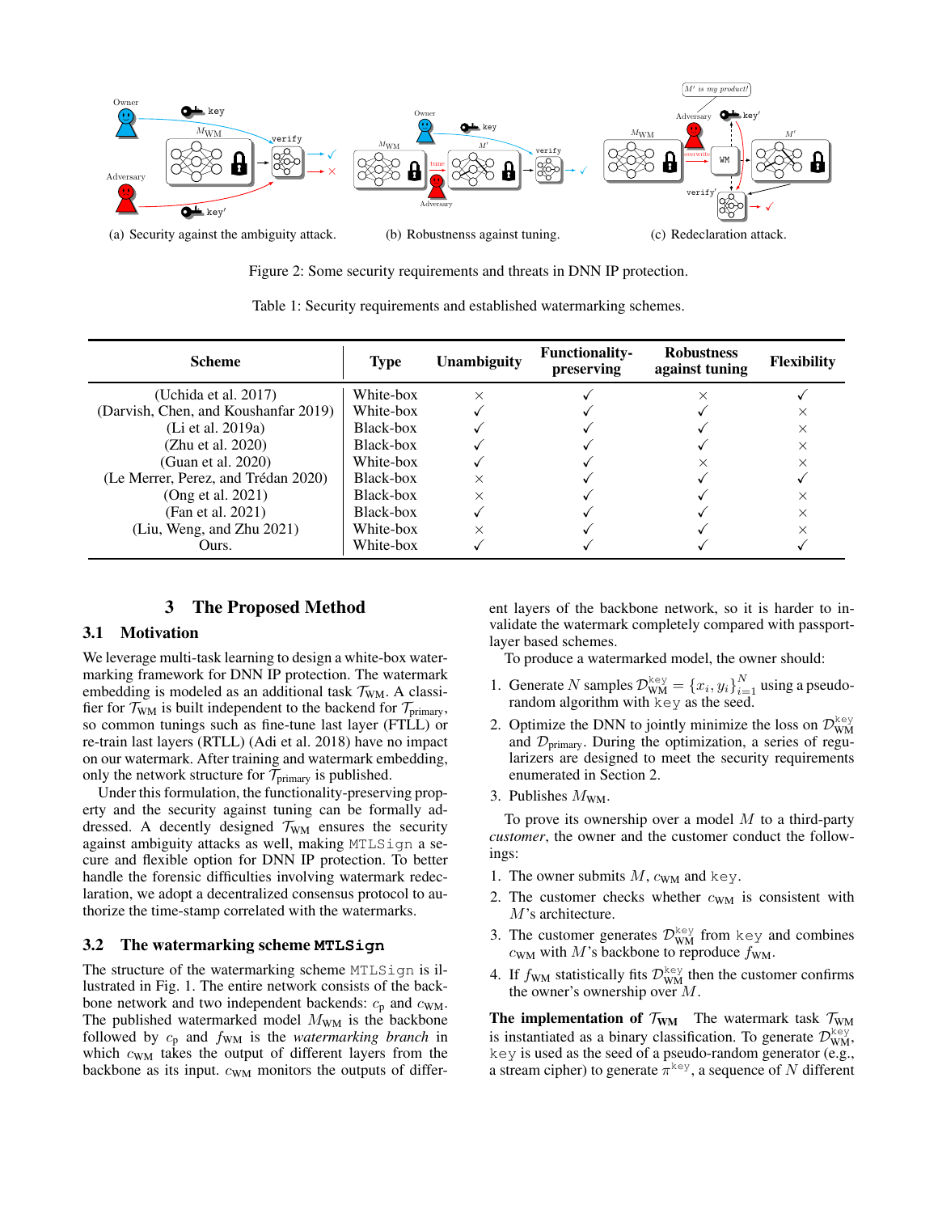(a) Security against the ambiguity attack. (b) Robustnenss against tuning. (c) Redeclaration attack.

Figure 2: Some security requirements and threats in DNN IP protection.

Table 1: Security requirements and established watermarking schemes.

| Scheme | Type | Unambiguity | Functionality-preserving | Robustness against tuning | Flexibility |
|---|---|---|---|---|---|
| (Uchida et al. 2017) | White-box | × | ✓ | × | ✓ |
| (Darvish, Chen, and Koushanfar 2019) | White-box | ✓ | ✓ | ✓ | × |
| (Li et al. 2019a) | Black-box | ✓ | ✓ | ✓ | × |
| (Zhu et al. 2020) | Black-box | ✓ | ✓ | ✓ | × |
| (Guan et al. 2020) | White-box | ✓ | ✓ | × | × |
| (Le Merrer, Perez, and Trédan 2020) | Black-box | × | ✓ | ✓ | ✓ |
| (Ong et al. 2021) | Black-box | × | ✓ | ✓ | × |
| (Fan et al. 2021) | Black-box | ✓ | ✓ | ✓ | × |
| (Liu, Weng, and Zhu 2021) | White-box | × | ✓ | ✓ | × |
| Ours. | White-box | ✓ | ✓ | ✓ | ✓ |

# 3 The Proposed Method

## 3.1 Motivation

We leverage multi-task learning to design a white-box watermarking framework for DNN IP protection. The watermark embedding is modeled as an additional task $\mathcal{T}_{\text{WM}}$. A classifier for $\mathcal{T}_{\text{WM}}$ is built independent to the backend for $\mathcal{T}_{\text{primary}}$, so common tunings such as fine-tune last layer (FTLL) or re-train last layers (RTLL) (Adi et al. 2018) have no impact on our watermark. After training and watermark embedding, only the network structure for $\mathcal{T}_{\text{primary}}$ is published.

Under this formulation, the functionality-preserving property and the security against tuning can be formally addressed. A decently designed $\mathcal{T}_{\text{WM}}$ ensures the security against ambiguity attacks as well, making MTLSign a secure and flexible option for DNN IP protection. To better handle the forensic difficulties involving watermark redeclaration, we adopt a decentralized consensus protocol to authorize the time-stamp correlated with the watermarks.

## 3.2 The watermarking scheme MTLSign

The structure of the watermarking scheme MTLSign is illustrated in Fig. 1. The entire network consists of the backbone network and two independent backends: $c_{\text{p}}$ and $c_{\text{WM}}$. The published watermarked model $M_{\text{WM}}$ is the backbone followed by $c_{\text{p}}$ and $f_{\text{WM}}$ is the *watermarking branch* in which $c_{\text{WM}}$ takes the output of different layers from the backbone as its input. $c_{\text{WM}}$ monitors the outputs of different layers of the backbone network, so it is harder to invalidate the watermark completely compared with passport-layer based schemes.

To produce a watermarked model, the owner should:

1. Generate $N$ samples $\mathcal{D}_{\text{WM}}^{\text{key}} = \{x_i, y_i\}_{i=1}^{N}$ using a pseudo-random algorithm with key as the seed.
2. Optimize the DNN to jointly minimize the loss on $\mathcal{D}_{\text{WM}}^{\text{key}}$ and $\mathcal{D}_{\text{primary}}$. During the optimization, a series of regularizers are designed to meet the security requirements enumerated in Section 2.
3. Publishes $M_{\text{WM}}$.

To prove its ownership over a model $M$ to a third-party *customer*, the owner and the customer conduct the followings:

1. The owner submits $M$, $c_{\text{WM}}$ and key.
2. The customer checks whether $c_{\text{WM}}$ is consistent with $M$'s architecture.
3. The customer generates $\mathcal{D}_{\text{WM}}^{\text{key}}$ from key and combines $c_{\text{WM}}$ with $M$'s backbone to reproduce $f_{\text{WM}}$.
4. If $f_{\text{WM}}$ statistically fits $\mathcal{D}_{\text{WM}}^{\text{key}}$ then the customer confirms the owner's ownership over $M$.

**The implementation of $\mathcal{T}_{\text{WM}}$** The watermark task $\mathcal{T}_{\text{WM}}$ is instantiated as a binary classification. To generate $\mathcal{D}_{\text{WM}}^{\text{key}}$, key is used as the seed of a pseudo-random generator (e.g., a stream cipher) to generate $\pi^{\text{key}}$, a sequence of $N$ different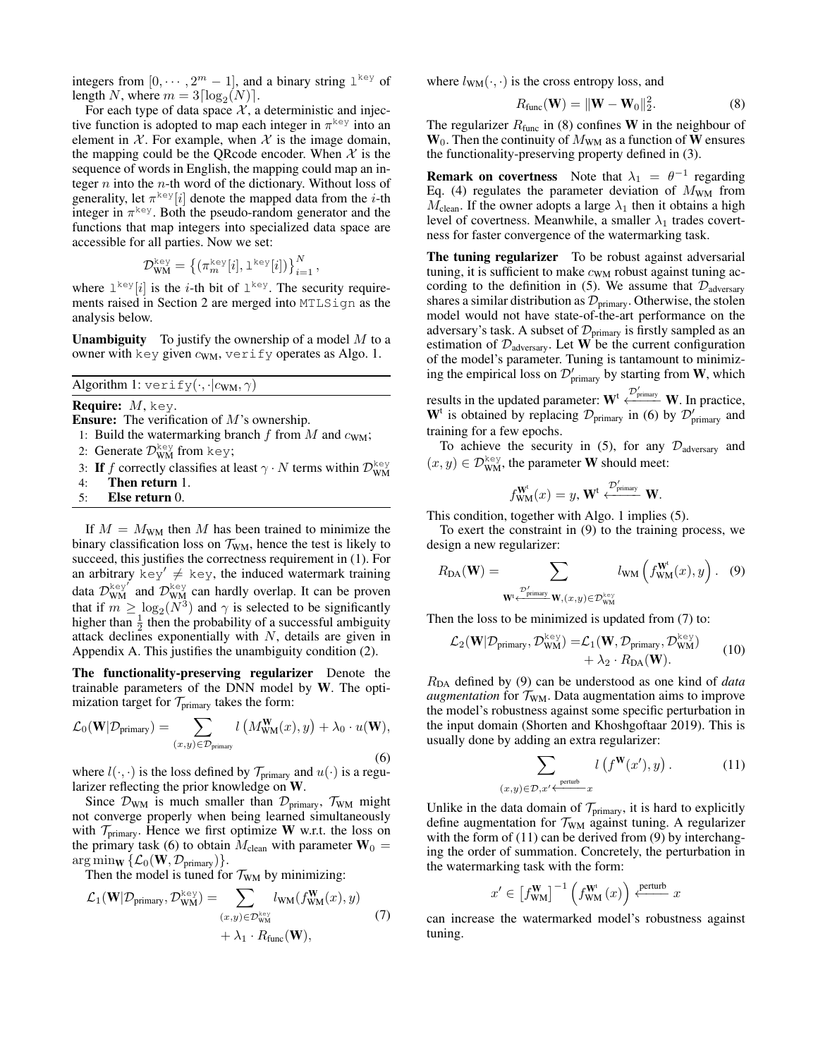integers from $[0, \cdots, 2^m - 1]$, and a binary string $\texttt{l}^{\texttt{key}}$ of length $N$, where $m = 3\lceil \log_2(N) \rceil$.

For each type of data space $\mathcal{X}$, a deterministic and injective function is adopted to map each integer in $\pi^{\texttt{key}}$ into an element in $\mathcal{X}$. For example, when $\mathcal{X}$ is the image domain, the mapping could be the QRcode encoder. When $\mathcal{X}$ is the sequence of words in English, the mapping could map an integer $n$ into the $n$-th word of the dictionary. Without loss of generality, let $\pi^{\texttt{key}}[i]$ denote the mapped data from the $i$-th integer in $\pi^{\texttt{key}}$. Both the pseudo-random generator and the functions that map integers into specialized data space are accessible for all parties. Now we set:

$$\mathcal{D}_{\text{WM}}^{\texttt{key}} = \left\{ (\pi_m^{\texttt{key}}[i], \texttt{l}^{\texttt{key}}[i]) \right\}_{i=1}^{N},$$

where $\texttt{l}^{\texttt{key}}[i]$ is the $i$-th bit of $\texttt{l}^{\texttt{key}}$. The security requirements raised in Section 2 are merged into `MTLSign` as the analysis below.

**Unambiguity** To justify the ownership of a model $M$ to a owner with `key` given $c_{\text{WM}}$, `verify` operates as Algo. 1.

Algorithm 1: $\texttt{verify}(\cdot, \cdot | c_{\text{WM}}, \gamma)$

**Require:** $M$, `key`.
**Ensure:** The verification of $M$'s ownership.
1: Build the watermarking branch $f$ from $M$ and $c_{\text{WM}}$;
2: Generate $\mathcal{D}_{\text{WM}}^{\texttt{key}}$ from `key`;
3: **If** $f$ correctly classifies at least $\gamma \cdot N$ terms within $\mathcal{D}_{\text{WM}}^{\texttt{key}}$
4: **Then return** 1.
5: **Else return** 0.

If $M = M_{\text{WM}}$ then $M$ has been trained to minimize the binary classification loss on $\mathcal{T}_{\text{WM}}$, hence the test is likely to succeed, this justifies the correctness requirement in (1). For an arbitrary $\texttt{key}' \neq \texttt{key}$, the induced watermark training data $\mathcal{D}_{\text{WM}}^{\texttt{key}'}$ and $\mathcal{D}_{\text{WM}}^{\texttt{key}}$ can hardly overlap. It can be proven that if $m \geq \log_2(N^3)$ and $\gamma$ is selected to be significantly higher than $\frac{1}{2}$ then the probability of a successful ambiguity attack declines exponentially with $N$, details are given in Appendix A. This justifies the unambiguity condition (2).

**The functionality-preserving regularizer** Denote the trainable parameters of the DNN model by $\mathbf{W}$. The optimization target for $\mathcal{T}_{\text{primary}}$ takes the form:

$$\mathcal{L}_0(\mathbf{W}|\mathcal{D}_{\text{primary}}) = \sum_{(x,y)\in\mathcal{D}_{\text{primary}}} l\left(M_{\text{WM}}^{\mathbf{W}}(x), y\right) + \lambda_0 \cdot u(\mathbf{W}), \tag{6}$$

where $l(\cdot,\cdot)$ is the loss defined by $\mathcal{T}_{\text{primary}}$ and $u(\cdot)$ is a regularizer reflecting the prior knowledge on $\mathbf{W}$.

Since $\mathcal{D}_{\text{WM}}$ is much smaller than $\mathcal{D}_{\text{primary}}$, $\mathcal{T}_{\text{WM}}$ might not converge properly when being learned simultaneously with $\mathcal{T}_{\text{primary}}$. Hence we first optimize $\mathbf{W}$ w.r.t. the loss on the primary task (6) to obtain $M_{\text{clean}}$ with parameter $\mathbf{W}_0 = \arg\min_{\mathbf{W}} \left\{ \mathcal{L}_0(\mathbf{W}, \mathcal{D}_{\text{primary}}) \right\}$.

Then the model is tuned for $\mathcal{T}_{\text{WM}}$ by minimizing:

$$\begin{aligned}\mathcal{L}_1(\mathbf{W}|\mathcal{D}_{\text{primary}}, \mathcal{D}_{\text{WM}}^{\texttt{key}}) = &\sum_{(x,y)\in\mathcal{D}_{\text{WM}}^{\texttt{key}}} l_{\text{WM}}(f_{\text{WM}}^{\mathbf{W}}(x), y) \\ &+ \lambda_1 \cdot R_{\text{func}}(\mathbf{W}),\end{aligned} \tag{7}$$

where $l_{\text{WM}}(\cdot,\cdot)$ is the cross entropy loss, and

$$R_{\text{func}}(\mathbf{W}) = \|\mathbf{W} - \mathbf{W}_0\|_2^2. \tag{8}$$

The regularizer $R_{\text{func}}$ in (8) confines $\mathbf{W}$ in the neighbour of $\mathbf{W}_0$. Then the continuity of $M_{\text{WM}}$ as a function of $\mathbf{W}$ ensures the functionality-preserving property defined in (3).

**Remark on covertness** Note that $\lambda_1 = \theta^{-1}$ regarding Eq. (4) regulates the parameter deviation of $M_{\text{WM}}$ from $M_{\text{clean}}$. If the owner adopts a large $\lambda_1$ then it obtains a high level of covertness. Meanwhile, a smaller $\lambda_1$ trades covertness for faster convergence of the watermarking task.

**The tuning regularizer** To be robust against adversarial tuning, it is sufficient to make $c_{\text{WM}}$ robust against tuning according to the definition in (5). We assume that $\mathcal{D}_{\text{adversary}}$ shares a similar distribution as $\mathcal{D}_{\text{primary}}$. Otherwise, the stolen model would not have state-of-the-art performance on the adversary's task. A subset of $\mathcal{D}_{\text{primary}}$ is firstly sampled as an estimation of $\mathcal{D}_{\text{adversary}}$. Let $\mathbf{W}$ be the current configuration of the model's parameter. Tuning is tantamount to minimizing the empirical loss on $\mathcal{D}'_{\text{primary}}$ by starting from $\mathbf{W}$, which results in the updated parameter: $\mathbf{W}^{\text{t}} \xleftarrow{\mathcal{D}'_{\text{primary}}} \mathbf{W}$. In practice, $\mathbf{W}^{\text{t}}$ is obtained by replacing $\mathcal{D}_{\text{primary}}$ in (6) by $\mathcal{D}'_{\text{primary}}$ and training for a few epochs.

To achieve the security in (5), for any $\mathcal{D}_{\text{adversary}}$ and $(x,y) \in \mathcal{D}_{\text{WM}}^{\texttt{key}}$, the parameter $\mathbf{W}$ should meet:

$$f_{\text{WM}}^{\mathbf{W}^{\text{t}}}(x) = y, \mathbf{W}^{\text{t}} \xleftarrow{\mathcal{D}'_{\text{primary}}} \mathbf{W}.$$

This condition, together with Algo. 1 implies (5).

To exert the constraint in (9) to the training process, we design a new regularizer:

$$R_{\text{DA}}(\mathbf{W}) = \sum_{\mathbf{W}^{\text{t}} \xleftarrow{\mathcal{D}'_{\text{primary}}} \mathbf{W}, (x,y)\in\mathcal{D}_{\text{WM}}^{\texttt{key}}} l_{\text{WM}}\left(f_{\text{WM}}^{\mathbf{W}^{\text{t}}}(x), y\right). \tag{9}$$

Then the loss to be minimized is updated from (7) to:

$$\begin{aligned}\mathcal{L}_2(\mathbf{W}|\mathcal{D}_{\text{primary}}, \mathcal{D}_{\text{WM}}^{\texttt{key}}) = &\mathcal{L}_1(\mathbf{W}, \mathcal{D}_{\text{primary}}, \mathcal{D}_{\text{WM}}^{\texttt{key}}) \\ &+ \lambda_2 \cdot R_{\text{DA}}(\mathbf{W}).\end{aligned} \tag{10}$$

$R_{\text{DA}}$ defined by (9) can be understood as one kind of *data augmentation* for $\mathcal{T}_{\text{WM}}$. Data augmentation aims to improve the model's robustness against some specific perturbation in the input domain (Shorten and Khoshgoftaar 2019). This is usually done by adding an extra regularizer:

$$\sum_{(x,y)\in\mathcal{D}, x' \xleftarrow{\text{perturb}} x} l\left(f^{\mathbf{W}}(x'), y\right). \tag{11}$$

Unlike in the data domain of $\mathcal{T}_{\text{primary}}$, it is hard to explicitly define augmentation for $\mathcal{T}_{\text{WM}}$ against tuning. A regularizer with the form of (11) can be derived from (9) by interchanging the order of summation. Concretely, the perturbation in the watermarking task with the form:

$$x' \in \left[f_{\text{WM}}^{\mathbf{W}}\right]^{-1}\left(f_{\text{WM}}^{\mathbf{W}^{\text{t}}}(x)\right) \xleftarrow{\text{perturb}} x$$

can increase the watermarked model's robustness against tuning.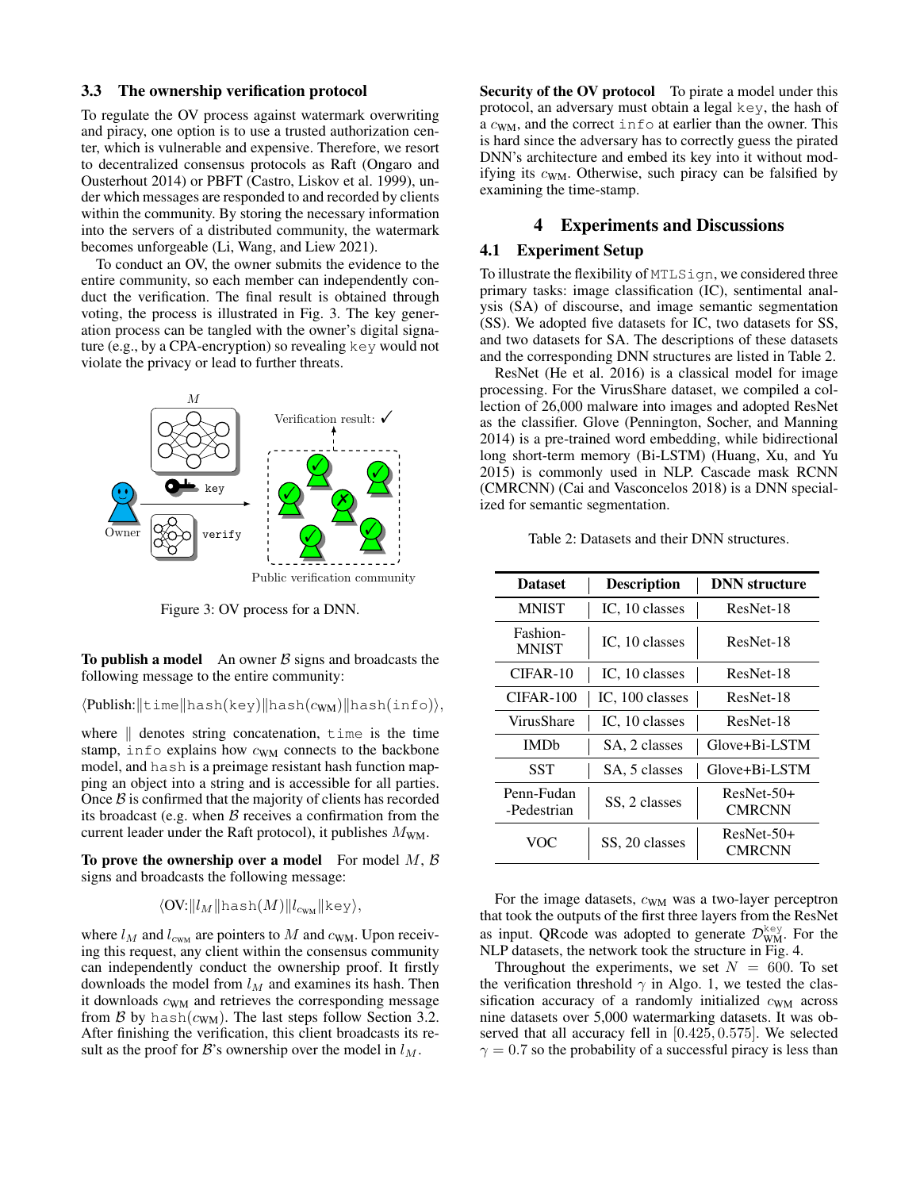### 3.3 The ownership verification protocol

To regulate the OV process against watermark overwriting and piracy, one option is to use a trusted authorization center, which is vulnerable and expensive. Therefore, we resort to decentralized consensus protocols as Raft (Ongaro and Ousterhout 2014) or PBFT (Castro, Liskov et al. 1999), under which messages are responded to and recorded by clients within the community. By storing the necessary information into the servers of a distributed community, the watermark becomes unforgeable (Li, Wang, and Liew 2021).

To conduct an OV, the owner submits the evidence to the entire community, so each member can independently conduct the verification. The final result is obtained through voting, the process is illustrated in Fig. 3. The key generation process can be tangled with the owner's digital signature (e.g., by a CPA-encryption) so revealing `key` would not violate the privacy or lead to further threats.

Figure 3: OV process for a DNN.

**To publish a model** An owner $\mathcal{B}$ signs and broadcasts the following message to the entire community:

$$\langle \text{Publish:} \| \texttt{time} \| \texttt{hash}(\texttt{key}) \| \texttt{hash}(c_{\text{WM}}) \| \texttt{hash}(\texttt{info}) \rangle,$$

where $\|$ denotes string concatenation, `time` is the time stamp, `info` explains how $c_{\text{WM}}$ connects to the backbone model, and `hash` is a preimage resistant hash function mapping an object into a string and is accessible for all parties. Once $\mathcal{B}$ is confirmed that the majority of clients has recorded its broadcast (e.g. when $\mathcal{B}$ receives a confirmation from the current leader under the Raft protocol), it publishes $M_{\text{WM}}$.

**To prove the ownership over a model** For model $M$, $\mathcal{B}$ signs and broadcasts the following message:

$$\langle \text{OV:} \| l_M \| \texttt{hash}(M) \| l_{c_{\text{WM}}} \| \texttt{key} \rangle,$$

where $l_M$ and $l_{c_{\text{WM}}}$ are pointers to $M$ and $c_{\text{WM}}$. Upon receiving this request, any client within the consensus community can independently conduct the ownership proof. It firstly downloads the model from $l_M$ and examines its hash. Then it downloads $c_{\text{WM}}$ and retrieves the corresponding message from $\mathcal{B}$ by $\texttt{hash}(c_{\text{WM}})$. The last steps follow Section 3.2. After finishing the verification, this client broadcasts its result as the proof for $\mathcal{B}$'s ownership over the model in $l_M$.

**Security of the OV protocol** To pirate a model under this protocol, an adversary must obtain a legal `key`, the hash of a $c_{\text{WM}}$, and the correct `info` at earlier than the owner. This is hard since the adversary has to correctly guess the pirated DNN's architecture and embed its key into it without modifying its $c_{\text{WM}}$. Otherwise, such piracy can be falsified by examining the time-stamp.

## 4 Experiments and Discussions

### 4.1 Experiment Setup

To illustrate the flexibility of `MTLSign`, we considered three primary tasks: image classification (IC), sentimental analysis (SA) of discourse, and image semantic segmentation (SS). We adopted five datasets for IC, two datasets for SS, and two datasets for SA. The descriptions of these datasets and the corresponding DNN structures are listed in Table 2.

ResNet (He et al. 2016) is a classical model for image processing. For the VirusShare dataset, we compiled a collection of 26,000 malware into images and adopted ResNet as the classifier. Glove (Pennington, Socher, and Manning 2014) is a pre-trained word embedding, while bidirectional long short-term memory (Bi-LSTM) (Huang, Xu, and Yu 2015) is commonly used in NLP. Cascade mask RCNN (CMRCNN) (Cai and Vasconcelos 2018) is a DNN specialized for semantic segmentation.

Table 2: Datasets and their DNN structures.

| Dataset | Description | DNN structure |
|---|---|---|
| MNIST | IC, 10 classes | ResNet-18 |
| Fashion-MNIST | IC, 10 classes | ResNet-18 |
| CIFAR-10 | IC, 10 classes | ResNet-18 |
| CIFAR-100 | IC, 100 classes | ResNet-18 |
| VirusShare | IC, 10 classes | ResNet-18 |
| IMDb | SA, 2 classes | Glove+Bi-LSTM |
| SST | SA, 5 classes | Glove+Bi-LSTM |
| Penn-Fudan -Pedestrian | SS, 2 classes | ResNet-50+ CMRCNN |
| VOC | SS, 20 classes | ResNet-50+ CMRCNN |

For the image datasets, $c_{\text{WM}}$ was a two-layer perceptron that took the outputs of the first three layers from the ResNet as input. QRcode was adopted to generate $\mathcal{D}_{\text{WM}}^{\text{key}}$. For the NLP datasets, the network took the structure in Fig. 4.

Throughout the experiments, we set $N = 600$. To set the verification threshold $\gamma$ in Algo. 1, we tested the classification accuracy of a randomly initialized $c_{\text{WM}}$ across nine datasets over 5,000 watermarking datasets. It was observed that all accuracy fell in $[0.425, 0.575]$. We selected $\gamma = 0.7$ so the probability of a successful piracy is less than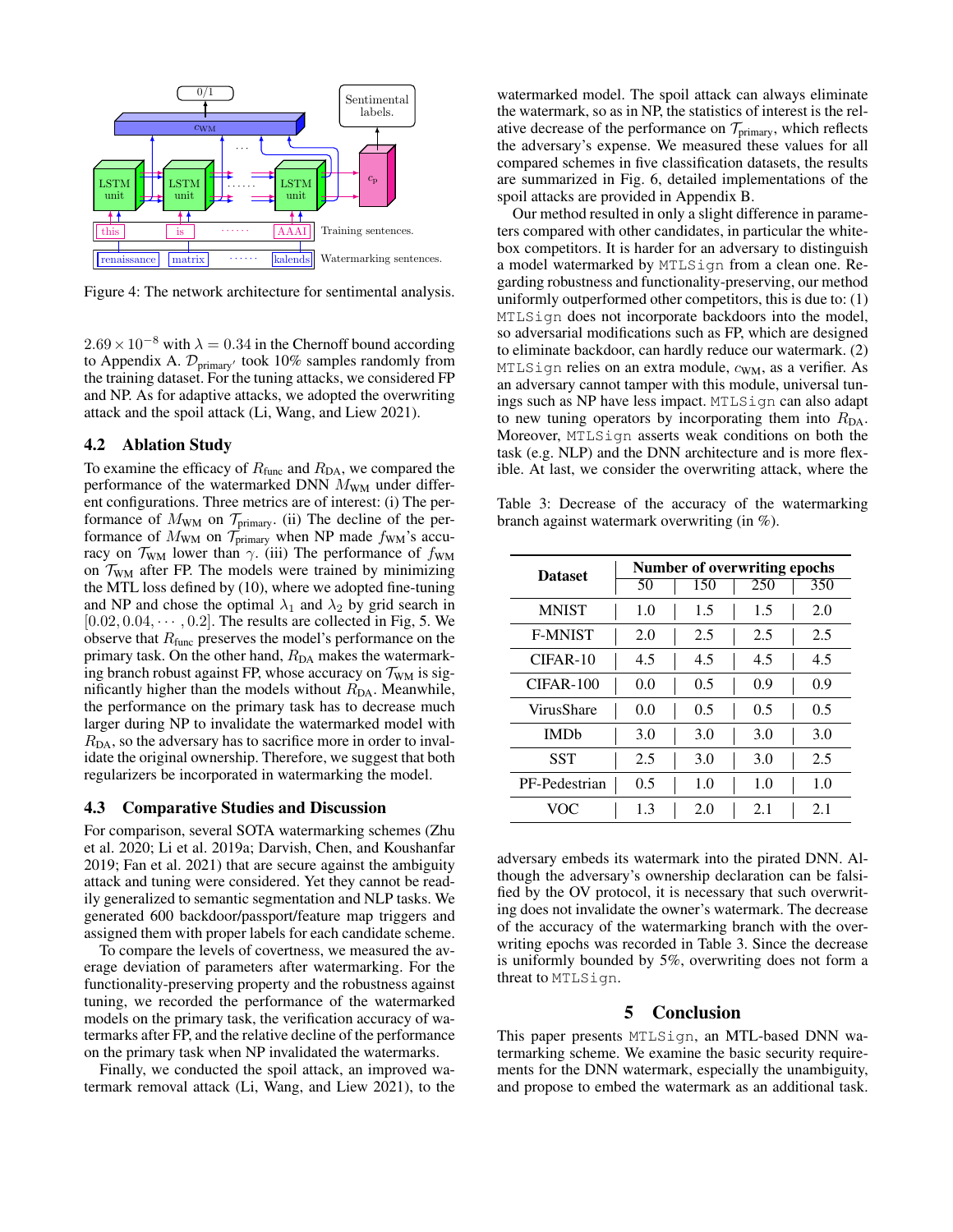Figure 4: The network architecture for sentimental analysis.

$2.69 \times 10^{-8}$ with $\lambda = 0.34$ in the Chernoff bound according to Appendix A. $\mathcal{D}_{\text{primary}'}$ took 10% samples randomly from the training dataset. For the tuning attacks, we considered FP and NP. As for adaptive attacks, we adopted the overwriting attack and the spoil attack (Li, Wang, and Liew 2021).

## 4.2 Ablation Study

To examine the efficacy of $R_{\text{func}}$ and $R_{\text{DA}}$, we compared the performance of the watermarked DNN $M_{\text{WM}}$ under different configurations. Three metrics are of interest: (i) The performance of $M_{\text{WM}}$ on $\mathcal{T}_{\text{primary}}$. (ii) The decline of the performance of $M_{\text{WM}}$ on $\mathcal{T}_{\text{primary}}$ when NP made $f_{\text{WM}}$'s accuracy on $\mathcal{T}_{\text{WM}}$ lower than $\gamma$. (iii) The performance of $f_{\text{WM}}$ on $\mathcal{T}_{\text{WM}}$ after FP. The models were trained by minimizing the MTL loss defined by (10), where we adopted fine-tuning and NP and chose the optimal $\lambda_1$ and $\lambda_2$ by grid search in $[0.02, 0.04, \cdots, 0.2]$. The results are collected in Fig, 5. We observe that $R_{\text{func}}$ preserves the model's performance on the primary task. On the other hand, $R_{\text{DA}}$ makes the watermarking branch robust against FP, whose accuracy on $\mathcal{T}_{\text{WM}}$ is significantly higher than the models without $R_{\text{DA}}$. Meanwhile, the performance on the primary task has to decrease much larger during NP to invalidate the watermarked model with $R_{\text{DA}}$, so the adversary has to sacrifice more in order to invalidate the original ownership. Therefore, we suggest that both regularizers be incorporated in watermarking the model.

## 4.3 Comparative Studies and Discussion

For comparison, several SOTA watermarking schemes (Zhu et al. 2020; Li et al. 2019a; Darvish, Chen, and Koushanfar 2019; Fan et al. 2021) that are secure against the ambiguity attack and tuning were considered. Yet they cannot be readily generalized to semantic segmentation and NLP tasks. We generated 600 backdoor/passport/feature map triggers and assigned them with proper labels for each candidate scheme.

To compare the levels of covertness, we measured the average deviation of parameters after watermarking. For the functionality-preserving property and the robustness against tuning, we recorded the performance of the watermarked models on the primary task, the verification accuracy of watermarks after FP, and the relative decline of the performance on the primary task when NP invalidated the watermarks.

Finally, we conducted the spoil attack, an improved watermark removal attack (Li, Wang, and Liew 2021), to the watermarked model. The spoil attack can always eliminate the watermark, so as in NP, the statistics of interest is the relative decrease of the performance on $\mathcal{T}_{\text{primary}}$, which reflects the adversary's expense. We measured these values for all compared schemes in five classification datasets, the results are summarized in Fig. 6, detailed implementations of the spoil attacks are provided in Appendix B.

Our method resulted in only a slight difference in parameters compared with other candidates, in particular the white-box competitors. It is harder for an adversary to distinguish a model watermarked by MTLSign from a clean one. Regarding robustness and functionality-preserving, our method uniformly outperformed other competitors, this is due to: (1) MTLSign does not incorporate backdoors into the model, so adversarial modifications such as FP, which are designed to eliminate backdoor, can hardly reduce our watermark. (2) MTLSign relies on an extra module, $c_{\text{WM}}$, as a verifier. As an adversary cannot tamper with this module, universal tunings such as NP have less impact. MTLSign can also adapt to new tuning operators by incorporating them into $R_{\text{DA}}$. Moreover, MTLSign asserts weak conditions on both the task (e.g. NLP) and the DNN architecture and is more flexible. At last, we consider the overwriting attack, where the adversary embeds its watermark into the pirated DNN. Although the adversary's ownership declaration can be falsified by the OV protocol, it is necessary that such overwriting does not invalidate the owner's watermark. The decrease of the accuracy of the watermarking branch with the overwriting epochs was recorded in Table 3. Since the decrease is uniformly bounded by 5%, overwriting does not form a threat to MTLSign.

Table 3: Decrease of the accuracy of the watermarking branch against watermark overwriting (in %).

| Dataset | Number of overwriting epochs | | | |
|---|---|---|---|---|
| | 50 | 150 | 250 | 350 |
| MNIST | 1.0 | 1.5 | 1.5 | 2.0 |
| F-MNIST | 2.0 | 2.5 | 2.5 | 2.5 |
| CIFAR-10 | 4.5 | 4.5 | 4.5 | 4.5 |
| CIFAR-100 | 0.0 | 0.5 | 0.9 | 0.9 |
| VirusShare | 0.0 | 0.5 | 0.5 | 0.5 |
| IMDb | 3.0 | 3.0 | 3.0 | 3.0 |
| SST | 2.5 | 3.0 | 3.0 | 2.5 |
| PF-Pedestrian | 0.5 | 1.0 | 1.0 | 1.0 |
| VOC | 1.3 | 2.0 | 2.1 | 2.1 |

# 5 Conclusion

This paper presents MTLSign, an MTL-based DNN watermarking scheme. We examine the basic security requirements for the DNN watermark, especially the unambiguity, and propose to embed the watermark as an additional task.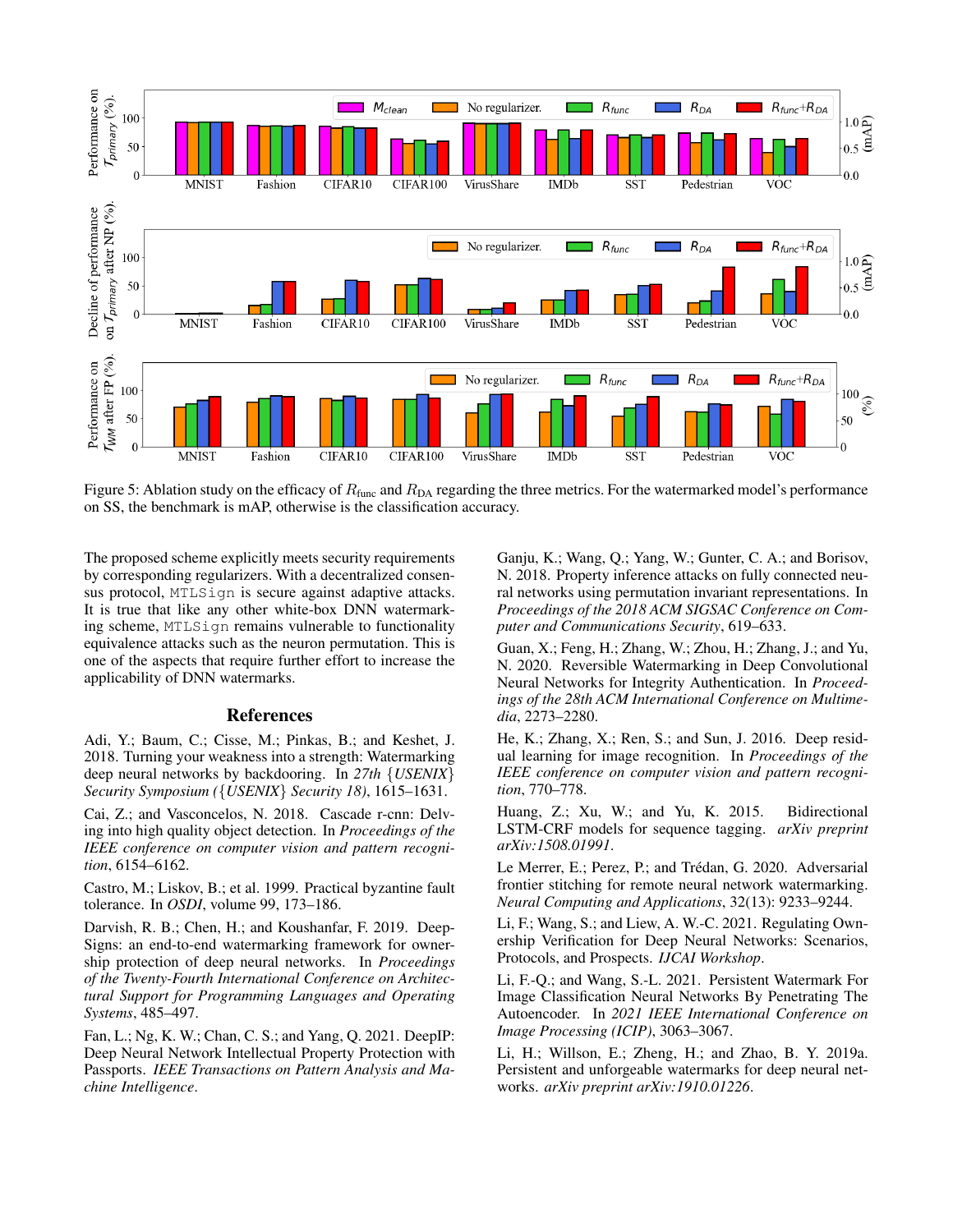Figure 5: Ablation study on the efficacy of $R_{\text{func}}$ and $R_{\text{DA}}$ regarding the three metrics. For the watermarked model's performance on SS, the benchmark is mAP, otherwise is the classification accuracy.

The proposed scheme explicitly meets security requirements by corresponding regularizers. With a decentralized consensus protocol, MTLSign is secure against adaptive attacks. It is true that like any other white-box DNN watermarking scheme, MTLSign remains vulnerable to functionality equivalence attacks such as the neuron permutation. This is one of the aspects that require further effort to increase the applicability of DNN watermarks.

## References

Adi, Y.; Baum, C.; Cisse, M.; Pinkas, B.; and Keshet, J. 2018. Turning your weakness into a strength: Watermarking deep neural networks by backdooring. In *27th {USENIX} Security Symposium ({USENIX} Security 18)*, 1615–1631.

Cai, Z.; and Vasconcelos, N. 2018. Cascade r-cnn: Delving into high quality object detection. In *Proceedings of the IEEE conference on computer vision and pattern recognition*, 6154–6162.

Castro, M.; Liskov, B.; et al. 1999. Practical byzantine fault tolerance. In *OSDI*, volume 99, 173–186.

Darvish, R. B.; Chen, H.; and Koushanfar, F. 2019. DeepSigns: an end-to-end watermarking framework for ownership protection of deep neural networks. In *Proceedings of the Twenty-Fourth International Conference on Architectural Support for Programming Languages and Operating Systems*, 485–497.

Fan, L.; Ng, K. W.; Chan, C. S.; and Yang, Q. 2021. DeepIP: Deep Neural Network Intellectual Property Protection with Passports. *IEEE Transactions on Pattern Analysis and Machine Intelligence*.

Ganju, K.; Wang, Q.; Yang, W.; Gunter, C. A.; and Borisov, N. 2018. Property inference attacks on fully connected neural networks using permutation invariant representations. In *Proceedings of the 2018 ACM SIGSAC Conference on Computer and Communications Security*, 619–633.

Guan, X.; Feng, H.; Zhang, W.; Zhou, H.; Zhang, J.; and Yu, N. 2020. Reversible Watermarking in Deep Convolutional Neural Networks for Integrity Authentication. In *Proceedings of the 28th ACM International Conference on Multimedia*, 2273–2280.

He, K.; Zhang, X.; Ren, S.; and Sun, J. 2016. Deep residual learning for image recognition. In *Proceedings of the IEEE conference on computer vision and pattern recognition*, 770–778.

Huang, Z.; Xu, W.; and Yu, K. 2015. Bidirectional LSTM-CRF models for sequence tagging. *arXiv preprint arXiv:1508.01991*.

Le Merrer, E.; Perez, P.; and Trédan, G. 2020. Adversarial frontier stitching for remote neural network watermarking. *Neural Computing and Applications*, 32(13): 9233–9244.

Li, F.; Wang, S.; and Liew, A. W.-C. 2021. Regulating Ownership Verification for Deep Neural Networks: Scenarios, Protocols, and Prospects. *IJCAI Workshop*.

Li, F.-Q.; and Wang, S.-L. 2021. Persistent Watermark For Image Classification Neural Networks By Penetrating The Autoencoder. In *2021 IEEE International Conference on Image Processing (ICIP)*, 3063–3067.

Li, H.; Willson, E.; Zheng, H.; and Zhao, B. Y. 2019a. Persistent and unforgeable watermarks for deep neural networks. *arXiv preprint arXiv:1910.01226*.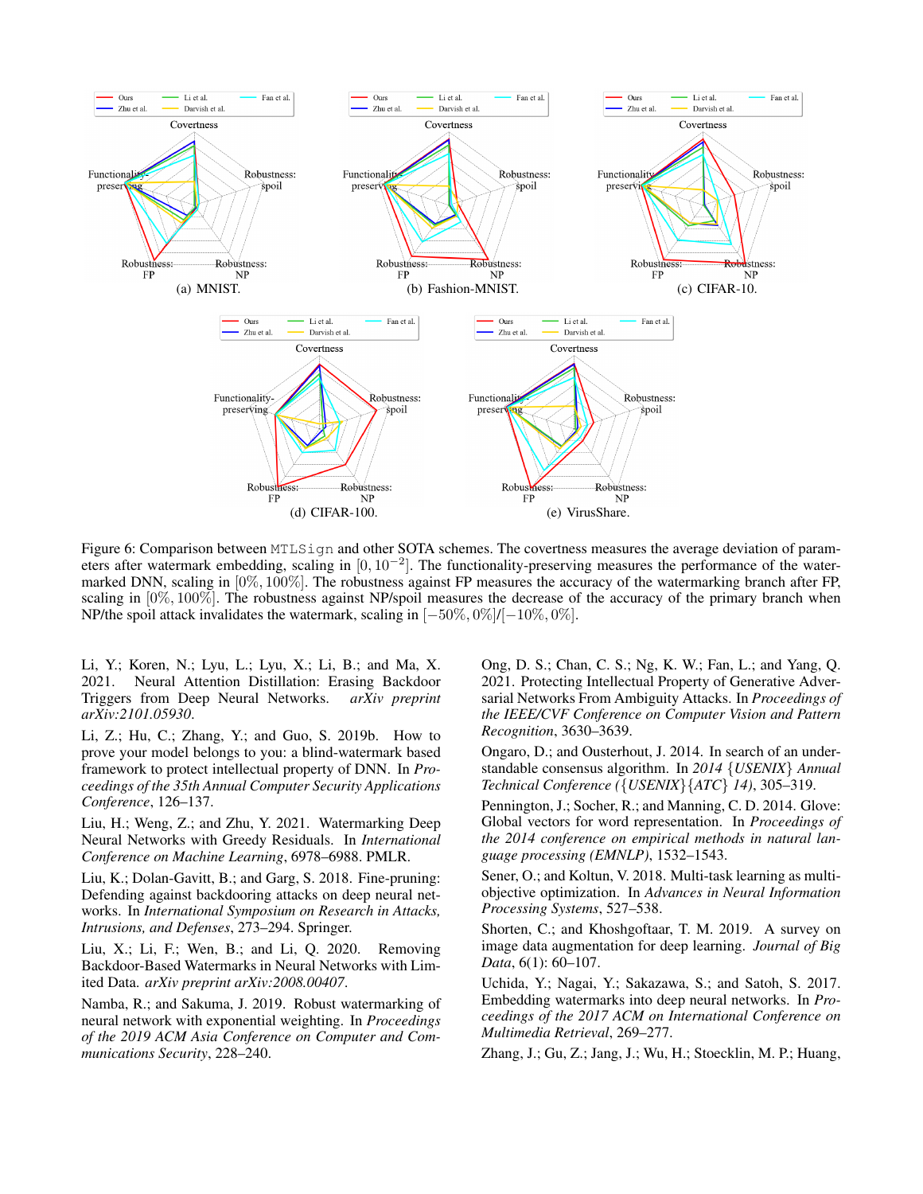(a) MNIST.

(b) Fashion-MNIST.

(c) CIFAR-10.

(d) CIFAR-100.

(e) VirusShare.

Figure 6: Comparison between `MTLSign` and other SOTA schemes. The covertness measures the average deviation of parameters after watermark embedding, scaling in $[0, 10^{-2}]$. The functionality-preserving measures the performance of the watermarked DNN, scaling in $[0\%, 100\%]$. The robustness against FP measures the accuracy of the watermarking branch after FP, scaling in $[0\%, 100\%]$. The robustness against NP/spoil measures the decrease of the accuracy of the primary branch when NP/the spoil attack invalidates the watermark, scaling in $[-50\%, 0\%]$/$[-10\%, 0\%]$.

Li, Y.; Koren, N.; Lyu, L.; Lyu, X.; Li, B.; and Ma, X. 2021. Neural Attention Distillation: Erasing Backdoor Triggers from Deep Neural Networks. *arXiv preprint arXiv:2101.05930*.

Li, Z.; Hu, C.; Zhang, Y.; and Guo, S. 2019b. How to prove your model belongs to you: a blind-watermark based framework to protect intellectual property of DNN. In *Proceedings of the 35th Annual Computer Security Applications Conference*, 126–137.

Liu, H.; Weng, Z.; and Zhu, Y. 2021. Watermarking Deep Neural Networks with Greedy Residuals. In *International Conference on Machine Learning*, 6978–6988. PMLR.

Liu, K.; Dolan-Gavitt, B.; and Garg, S. 2018. Fine-pruning: Defending against backdooring attacks on deep neural networks. In *International Symposium on Research in Attacks, Intrusions, and Defenses*, 273–294. Springer.

Liu, X.; Li, F.; Wen, B.; and Li, Q. 2020. Removing Backdoor-Based Watermarks in Neural Networks with Limited Data. *arXiv preprint arXiv:2008.00407*.

Namba, R.; and Sakuma, J. 2019. Robust watermarking of neural network with exponential weighting. In *Proceedings of the 2019 ACM Asia Conference on Computer and Communications Security*, 228–240.

Ong, D. S.; Chan, C. S.; Ng, K. W.; Fan, L.; and Yang, Q. 2021. Protecting Intellectual Property of Generative Adversarial Networks From Ambiguity Attacks. In *Proceedings of the IEEE/CVF Conference on Computer Vision and Pattern Recognition*, 3630–3639.

Ongaro, D.; and Ousterhout, J. 2014. In search of an understandable consensus algorithm. In *2014 {USENIX} Annual Technical Conference ({USENIX}{ATC} 14)*, 305–319.

Pennington, J.; Socher, R.; and Manning, C. D. 2014. Glove: Global vectors for word representation. In *Proceedings of the 2014 conference on empirical methods in natural language processing (EMNLP)*, 1532–1543.

Sener, O.; and Koltun, V. 2018. Multi-task learning as multi-objective optimization. In *Advances in Neural Information Processing Systems*, 527–538.

Shorten, C.; and Khoshgoftaar, T. M. 2019. A survey on image data augmentation for deep learning. *Journal of Big Data*, 6(1): 60–107.

Uchida, Y.; Nagai, Y.; Sakazawa, S.; and Satoh, S. 2017. Embedding watermarks into deep neural networks. In *Proceedings of the 2017 ACM on International Conference on Multimedia Retrieval*, 269–277.

Zhang, J.; Gu, Z.; Jang, J.; Wu, H.; Stoecklin, M. P.; Huang,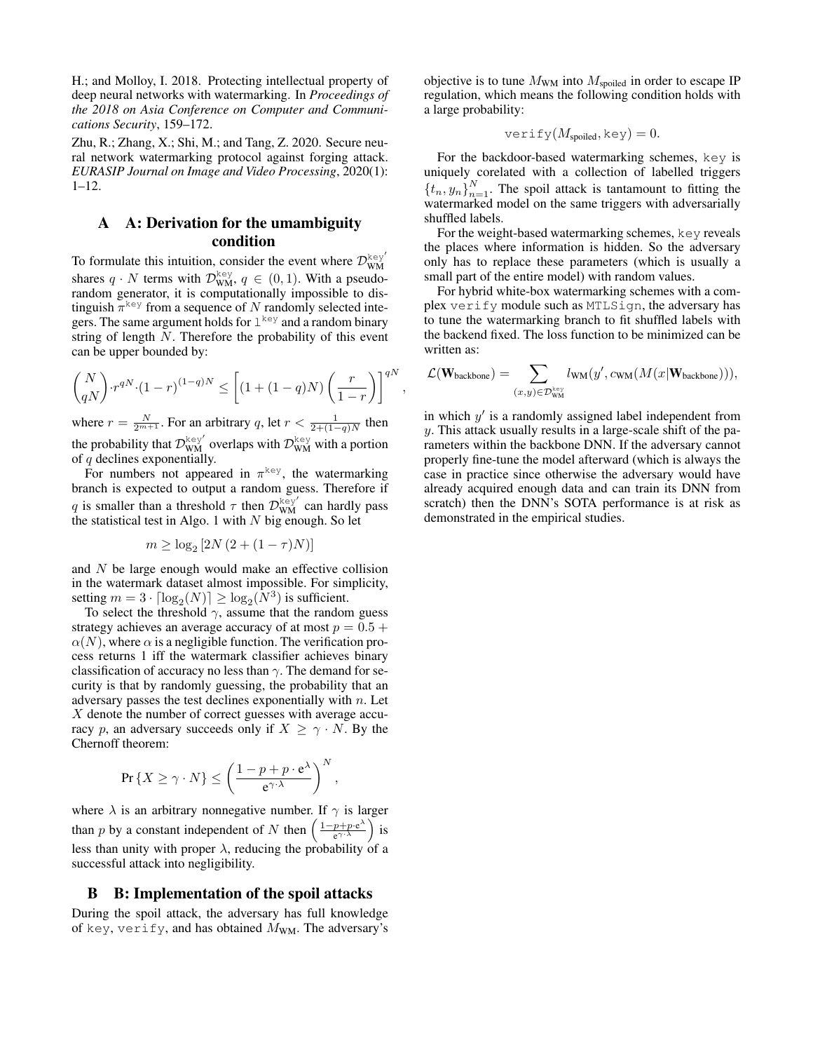H.; and Molloy, I. 2018. Protecting intellectual property of deep neural networks with watermarking. In *Proceedings of the 2018 on Asia Conference on Computer and Communications Security*, 159–172.

Zhu, R.; Zhang, X.; Shi, M.; and Tang, Z. 2020. Secure neural network watermarking protocol against forging attack. *EURASIP Journal on Image and Video Processing*, 2020(1): 1–12.

# A A: Derivation for the umambiguity condition

To formulate this intuition, consider the event where $\mathcal{D}_{\mathrm{WM}}^{\mathtt{key}'}$ shares $q \cdot N$ terms with $\mathcal{D}_{\mathrm{WM}}^{\mathtt{key}}$, $q \in (0,1)$. With a pseudo-random generator, it is computationally impossible to distinguish $\pi^{\mathtt{key}}$ from a sequence of $N$ randomly selected integers. The same argument holds for $\mathtt{l}^{\mathtt{key}}$ and a random binary string of length $N$. Therefore the probability of this event can be upper bounded by:

$$\binom{N}{qN} \cdot r^{qN} \cdot (1-r)^{(1-q)N} \leq \left[(1+(1-q)N)\left(\frac{r}{1-r}\right)\right]^{qN},$$

where $r = \frac{N}{2^{m+1}}$. For an arbitrary $q$, let $r < \frac{1}{2+(1-q)N}$ then the probability that $\mathcal{D}_{\mathrm{WM}}^{\mathtt{key}'}$ overlaps with $\mathcal{D}_{\mathrm{WM}}^{\mathtt{key}}$ with a portion of $q$ declines exponentially.

For numbers not appeared in $\pi^{\mathtt{key}}$, the watermarking branch is expected to output a random guess. Therefore if $q$ is smaller than a threshold $\tau$ then $\mathcal{D}_{\mathrm{WM}}^{\mathtt{key}'}$ can hardly pass the statistical test in Algo. 1 with $N$ big enough. So let

$$m \geq \log_2\left[2N\left(2+(1-\tau)N\right)\right]$$

and $N$ be large enough would make an effective collision in the watermark dataset almost impossible. For simplicity, setting $m = 3 \cdot \lceil \log_2(N) \rceil \geq \log_2(N^3)$ is sufficient.

To select the threshold $\gamma$, assume that the random guess strategy achieves an average accuracy of at most $p = 0.5 + \alpha(N)$, where $\alpha$ is a negligible function. The verification process returns 1 iff the watermark classifier achieves binary classification of accuracy no less than $\gamma$. The demand for security is that by randomly guessing, the probability that an adversary passes the test declines exponentially with $n$. Let $X$ denote the number of correct guesses with average accuracy $p$, an adversary succeeds only if $X \geq \gamma \cdot N$. By the Chernoff theorem:

$$\Pr\left\{X \geq \gamma \cdot N\right\} \leq \left(\frac{1-p+p\cdot \mathrm{e}^{\lambda}}{\mathrm{e}^{\gamma\cdot\lambda}}\right)^{N},$$

where $\lambda$ is an arbitrary nonnegative number. If $\gamma$ is larger than $p$ by a constant independent of $N$ then $\left(\frac{1-p+p\cdot \mathrm{e}^{\lambda}}{\mathrm{e}^{\gamma\cdot\lambda}}\right)$ is less than unity with proper $\lambda$, reducing the probability of a successful attack into negligibility.

# B B: Implementation of the spoil attacks

During the spoil attack, the adversary has full knowledge of key, verify, and has obtained $M_{\mathrm{WM}}$. The adversary's objective is to tune $M_{\mathrm{WM}}$ into $M_{\mathrm{spoiled}}$ in order to escape IP regulation, which means the following condition holds with a large probability:

$$\mathtt{verify}(M_{\mathrm{spoiled}}, \mathtt{key}) = 0.$$

For the backdoor-based watermarking schemes, key is uniquely corelated with a collection of labelled triggers $\{t_n, y_n\}_{n=1}^{N}$. The spoil attack is tantamount to fitting the watermarked model on the same triggers with adversarially shuffled labels.

For the weight-based watermarking schemes, key reveals the places where information is hidden. So the adversary only has to replace these parameters (which is usually a small part of the entire model) with random values.

For hybrid white-box watermarking schemes with a complex verify module such as MTLSign, the adversary has to tune the watermarking branch to fit shuffled labels with the backend fixed. The loss function to be minimized can be written as:

$$\mathcal{L}(\mathbf{W}_{\mathrm{backbone}}) = \sum_{(x,y)\in\mathcal{D}_{\mathrm{WM}}^{\mathtt{key}}} l_{\mathrm{WM}}(y', c_{\mathrm{WM}}(M(x|\mathbf{W}_{\mathrm{backbone}}))),$$

in which $y'$ is a randomly assigned label independent from $y$. This attack usually results in a large-scale shift of the parameters within the backbone DNN. If the adversary cannot properly fine-tune the model afterward (which is always the case in practice since otherwise the adversary would have already acquired enough data and can train its DNN from scratch) then the DNN's SOTA performance is at risk as demonstrated in the empirical studies.